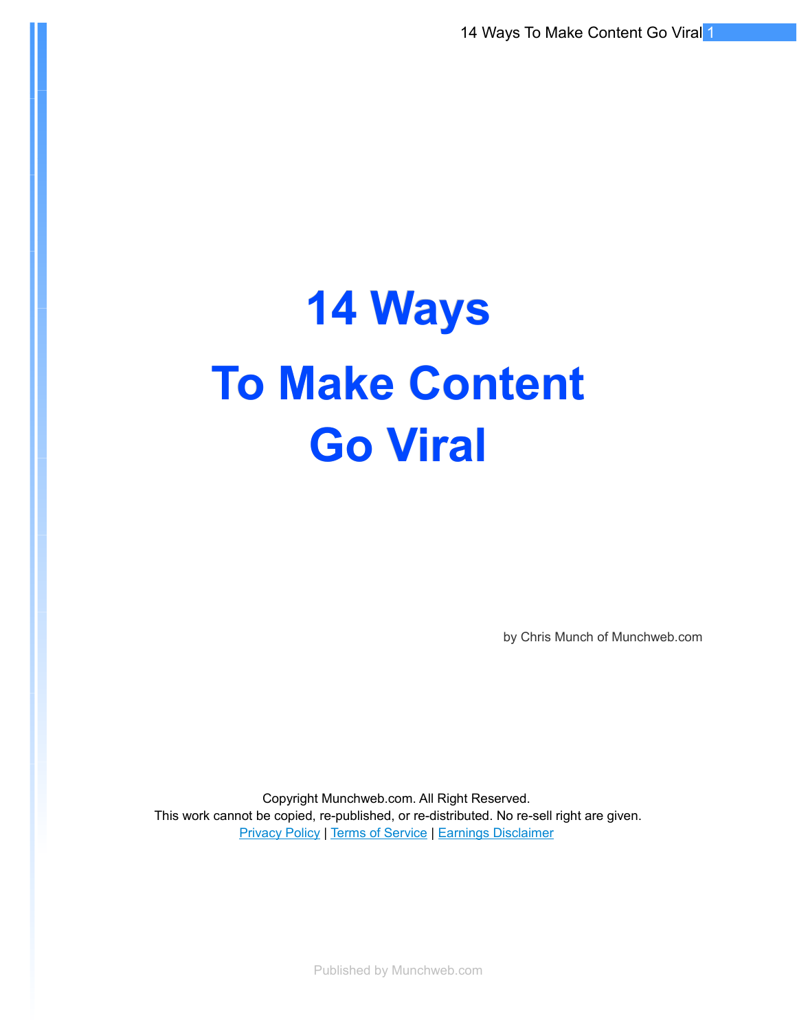# 14 Ways

# To Make Content Go Viral

by Chris Munch of Munchweb.com

Copyright Munchweb.com. All Right Reserved.
This work cannot be copied, re-published, or re-distributed. No re-sell right are given.
Privacy Policy | Terms of Service | Earnings Disclaimer

Published by Munchweb.com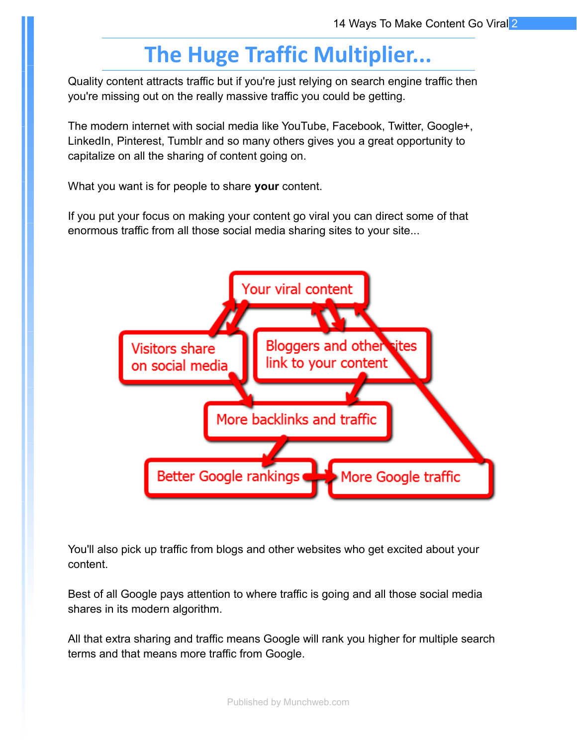# The Huge Traffic Multiplier...

Quality content attracts traffic but if you're just relying on search engine traffic then you're missing out on the really massive traffic you could be getting.

The modern internet with social media like YouTube, Facebook, Twitter, Google+, LinkedIn, Pinterest, Tumblr and so many others gives you a great opportunity to capitalize on all the sharing of content going on.

What you want is for people to share **your** content.

If you put your focus on making your content go viral you can direct some of that enormous traffic from all those social media sharing sites to your site...

Your viral content

Visitors share on social media

Bloggers and other sites link to your content

More backlinks and traffic

Better Google rankings

More Google traffic

You'll also pick up traffic from blogs and other websites who get excited about your content.

Best of all Google pays attention to where traffic is going and all those social media shares in its modern algorithm.

All that extra sharing and traffic means Google will rank you higher for multiple search terms and that means more traffic from Google.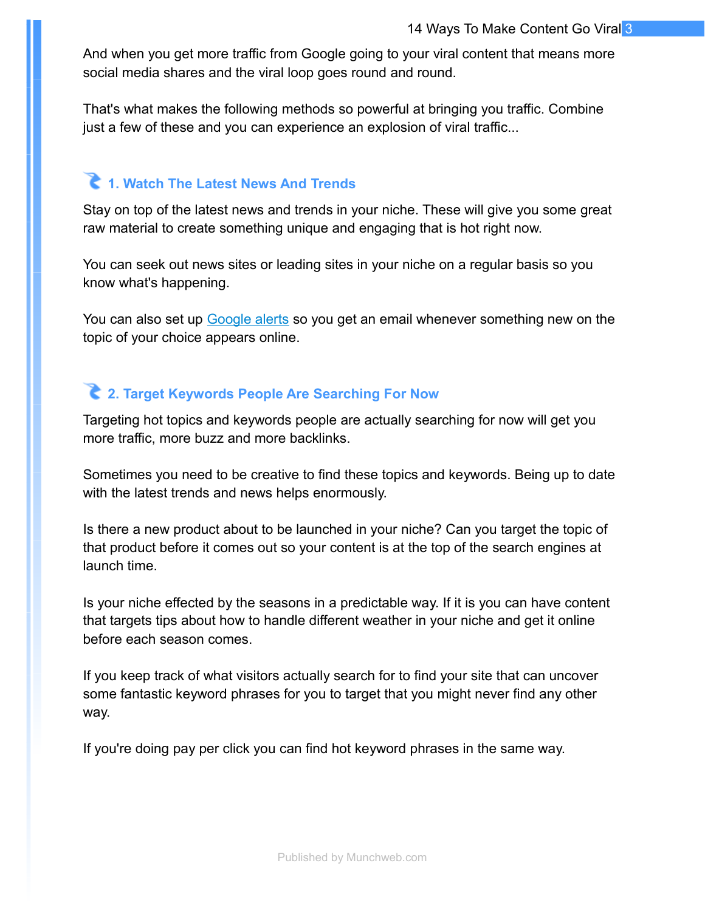And when you get more traffic from Google going to your viral content that means more social media shares and the viral loop goes round and round.

That's what makes the following methods so powerful at bringing you traffic. Combine just a few of these and you can experience an explosion of viral traffic...

## 1. Watch The Latest News And Trends

Stay on top of the latest news and trends in your niche. These will give you some great raw material to create something unique and engaging that is hot right now.

You can seek out news sites or leading sites in your niche on a regular basis so you know what's happening.

You can also set up Google alerts so you get an email whenever something new on the topic of your choice appears online.

## 2. Target Keywords People Are Searching For Now

Targeting hot topics and keywords people are actually searching for now will get you more traffic, more buzz and more backlinks.

Sometimes you need to be creative to find these topics and keywords. Being up to date with the latest trends and news helps enormously.

Is there a new product about to be launched in your niche? Can you target the topic of that product before it comes out so your content is at the top of the search engines at launch time.

Is your niche effected by the seasons in a predictable way. If it is you can have content that targets tips about how to handle different weather in your niche and get it online before each season comes.

If you keep track of what visitors actually search for to find your site that can uncover some fantastic keyword phrases for you to target that you might never find any other way.

If you're doing pay per click you can find hot keyword phrases in the same way.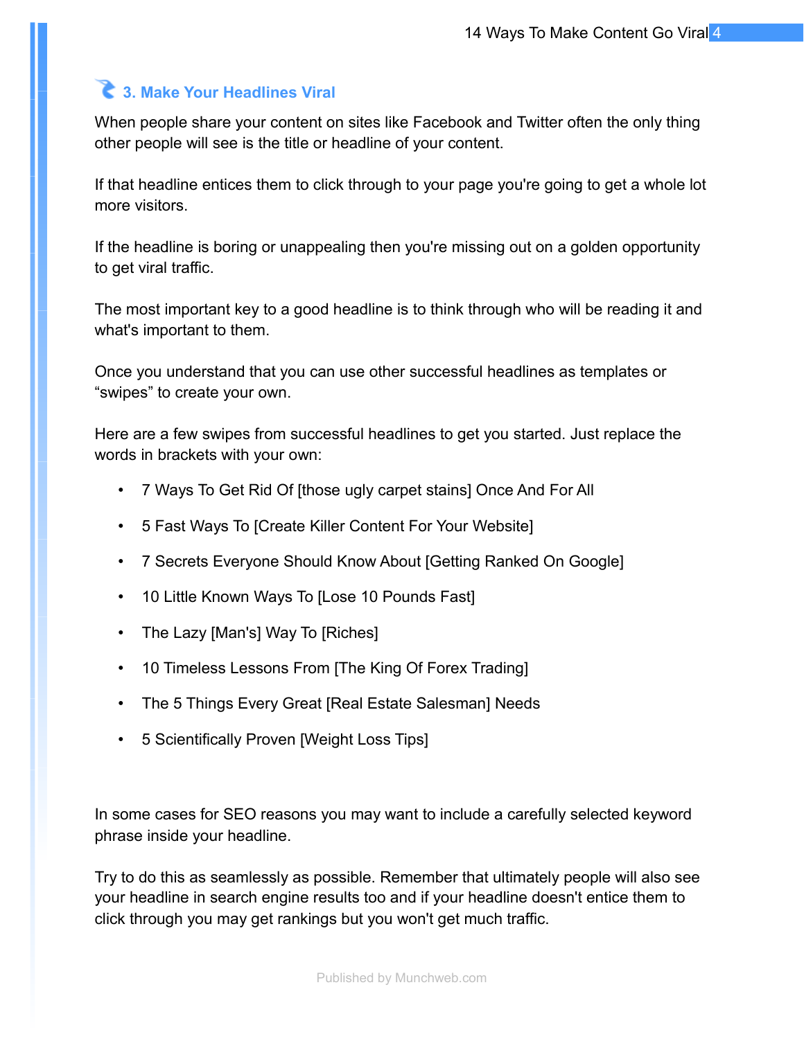## 3. Make Your Headlines Viral

When people share your content on sites like Facebook and Twitter often the only thing other people will see is the title or headline of your content.

If that headline entices them to click through to your page you're going to get a whole lot more visitors.

If the headline is boring or unappealing then you're missing out on a golden opportunity to get viral traffic.

The most important key to a good headline is to think through who will be reading it and what's important to them.

Once you understand that you can use other successful headlines as templates or “swipes” to create your own.

Here are a few swipes from successful headlines to get you started. Just replace the words in brackets with your own:

- 7 Ways To Get Rid Of [those ugly carpet stains] Once And For All
- 5 Fast Ways To [Create Killer Content For Your Website]
- 7 Secrets Everyone Should Know About [Getting Ranked On Google]
- 10 Little Known Ways To [Lose 10 Pounds Fast]
- The Lazy [Man's] Way To [Riches]
- 10 Timeless Lessons From [The King Of Forex Trading]
- The 5 Things Every Great [Real Estate Salesman] Needs
- 5 Scientifically Proven [Weight Loss Tips]

In some cases for SEO reasons you may want to include a carefully selected keyword phrase inside your headline.

Try to do this as seamlessly as possible. Remember that ultimately people will also see your headline in search engine results too and if your headline doesn't entice them to click through you may get rankings but you won't get much traffic.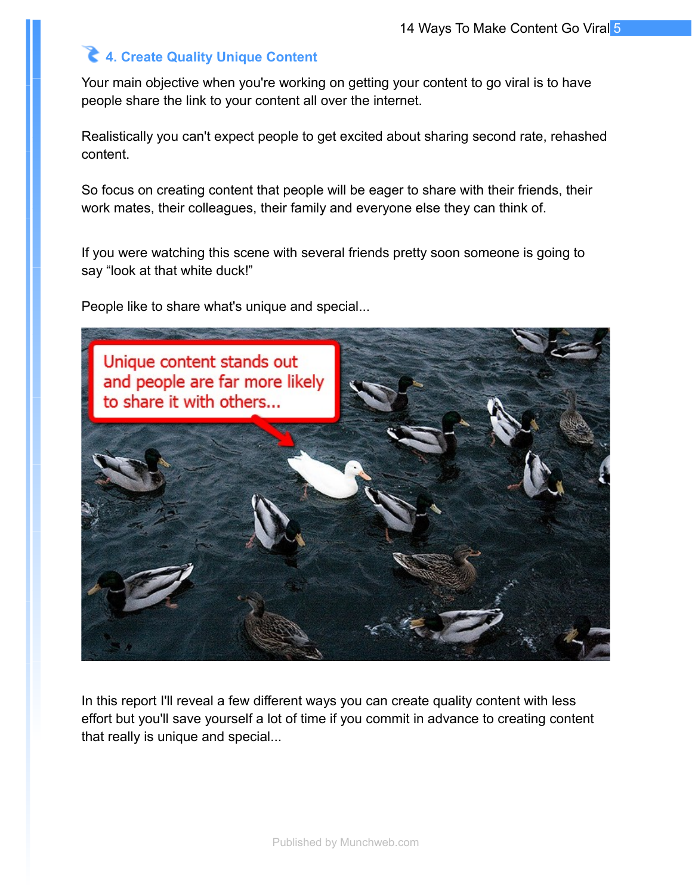## 4. Create Quality Unique Content

Your main objective when you're working on getting your content to go viral is to have people share the link to your content all over the internet.

Realistically you can't expect people to get excited about sharing second rate, rehashed content.

So focus on creating content that people will be eager to share with their friends, their work mates, their colleagues, their family and everyone else they can think of.

If you were watching this scene with several friends pretty soon someone is going to say "look at that white duck!"

People like to share what's unique and special...

In this report I'll reveal a few different ways you can create quality content with less effort but you'll save yourself a lot of time if you commit in advance to creating content that really is unique and special...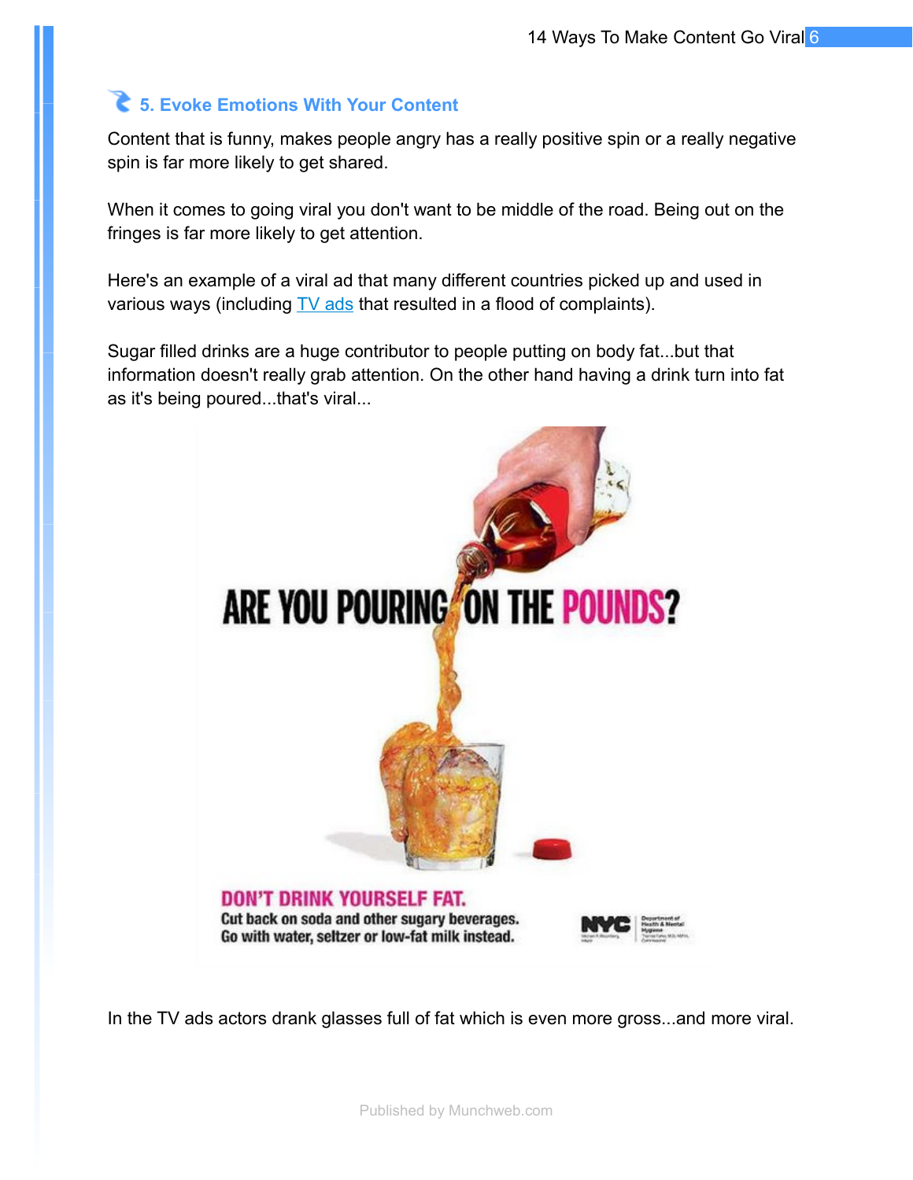## 5. Evoke Emotions With Your Content

Content that is funny, makes people angry has a really positive spin or a really negative spin is far more likely to get shared.

When it comes to going viral you don't want to be middle of the road. Being out on the fringes is far more likely to get attention.

Here's an example of a viral ad that many different countries picked up and used in various ways (including TV ads that resulted in a flood of complaints).

Sugar filled drinks are a huge contributor to people putting on body fat...but that information doesn't really grab attention. On the other hand having a drink turn into fat as it's being poured...that's viral...

ARE YOU POURING ON THE POUNDS?

DON'T DRINK YOURSELF FAT.
Cut back on soda and other sugary beverages.
Go with water, seltzer or low-fat milk instead.

In the TV ads actors drank glasses full of fat which is even more gross...and more viral.

Published by Munchweb.com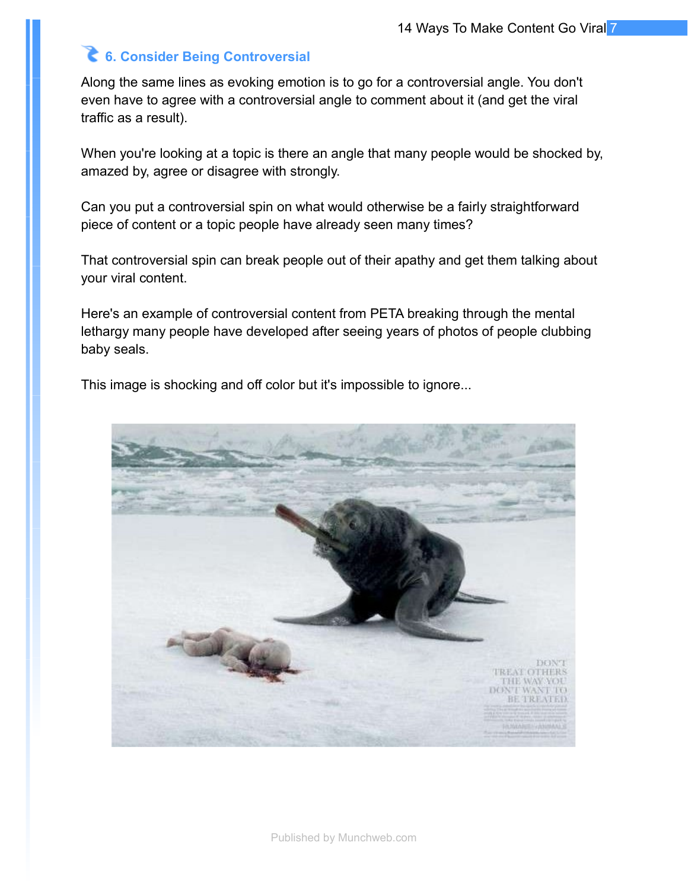## 6. Consider Being Controversial

Along the same lines as evoking emotion is to go for a controversial angle. You don't even have to agree with a controversial angle to comment about it (and get the viral traffic as a result).

When you're looking at a topic is there an angle that many people would be shocked by, amazed by, agree or disagree with strongly.

Can you put a controversial spin on what would otherwise be a fairly straightforward piece of content or a topic people have already seen many times?

That controversial spin can break people out of their apathy and get them talking about your viral content.

Here's an example of controversial content from PETA breaking through the mental lethargy many people have developed after seeing years of photos of people clubbing baby seals.

This image is shocking and off color but it's impossible to ignore...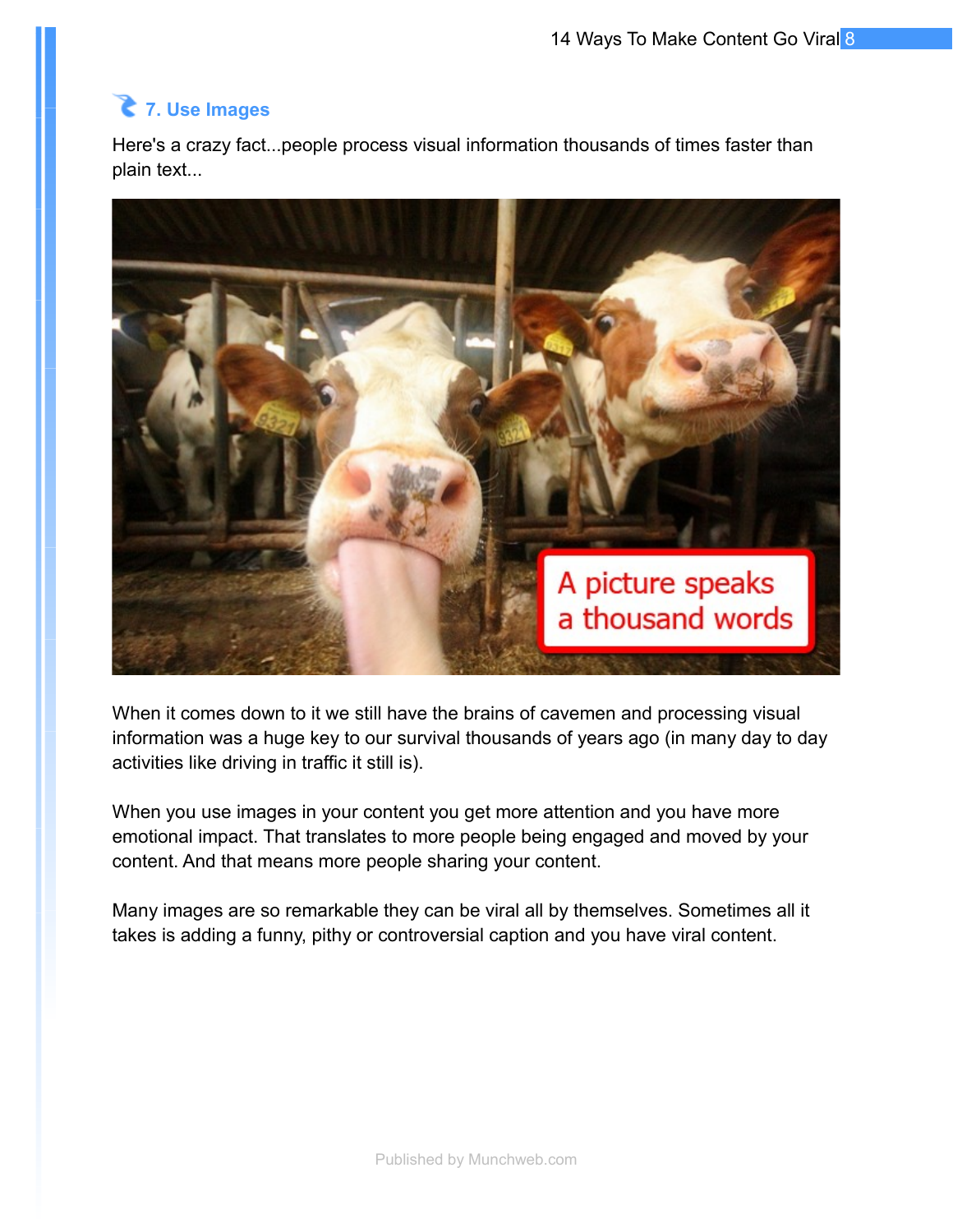## 7. Use Images

Here's a crazy fact...people process visual information thousands of times faster than plain text...

When it comes down to it we still have the brains of cavemen and processing visual information was a huge key to our survival thousands of years ago (in many day to day activities like driving in traffic it still is).

When you use images in your content you get more attention and you have more emotional impact. That translates to more people being engaged and moved by your content. And that means more people sharing your content.

Many images are so remarkable they can be viral all by themselves. Sometimes all it takes is adding a funny, pithy or controversial caption and you have viral content.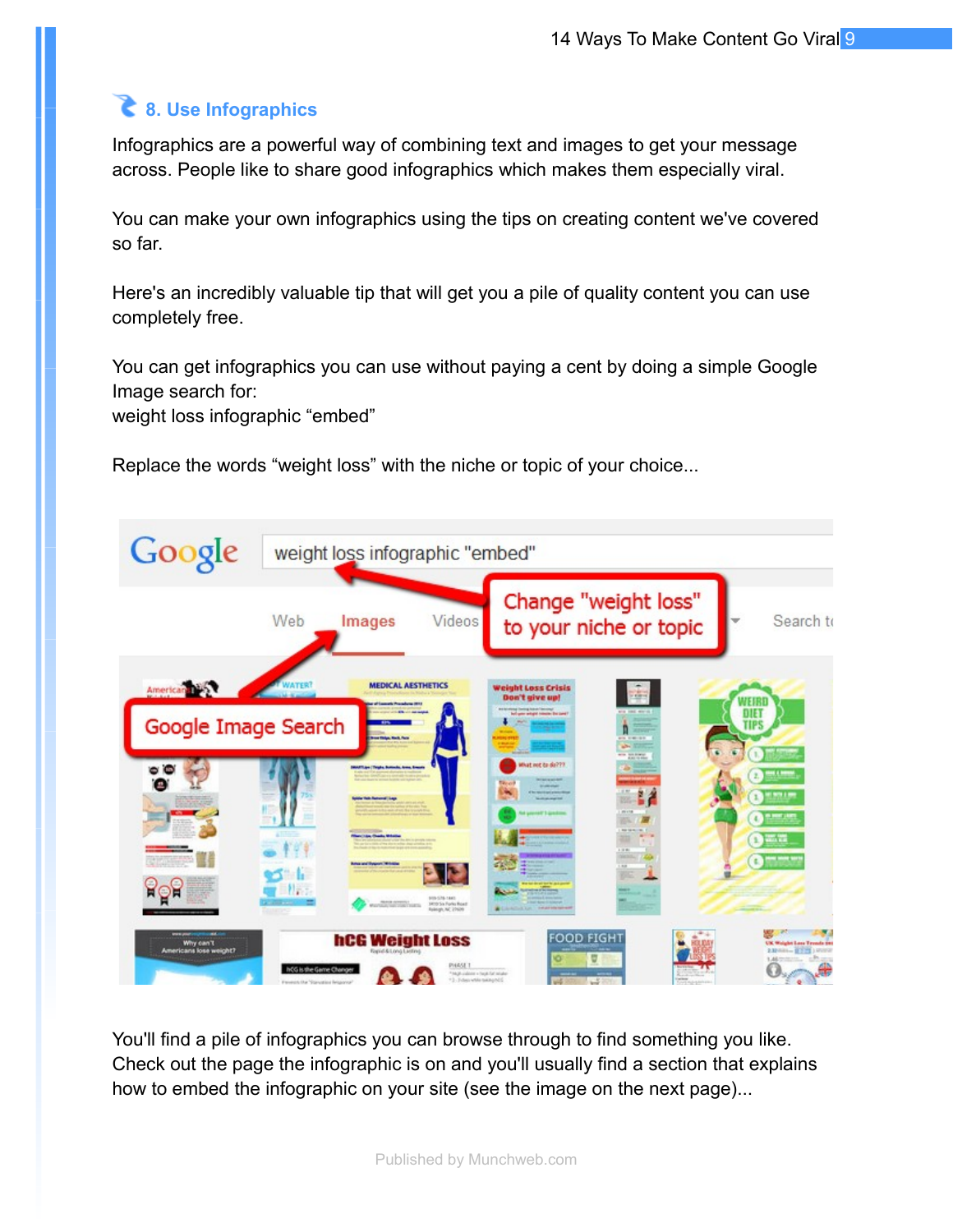## 8. Use Infographics

Infographics are a powerful way of combining text and images to get your message across. People like to share good infographics which makes them especially viral.

You can make your own infographics using the tips on creating content we've covered so far.

Here's an incredibly valuable tip that will get you a pile of quality content you can use completely free.

You can get infographics you can use without paying a cent by doing a simple Google Image search for:
weight loss infographic “embed”

Replace the words “weight loss” with the niche or topic of your choice...

You'll find a pile of infographics you can browse through to find something you like. Check out the page the infographic is on and you'll usually find a section that explains how to embed the infographic on your site (see the image on the next page)...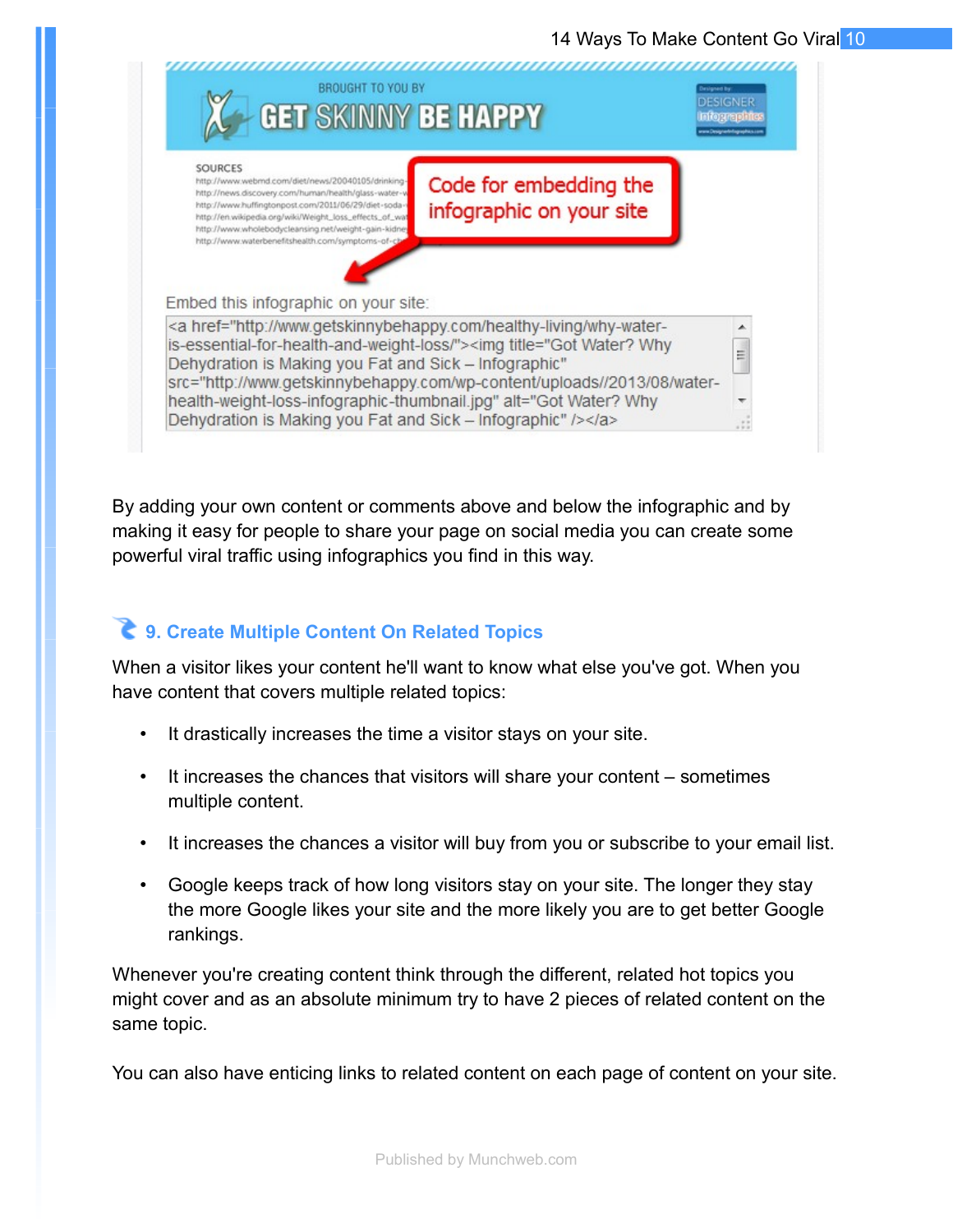BROUGHT TO YOU BY

GET SKINNY BE HAPPY

SOURCES

http://www.webmd.com/diet/news/20040105/drinking-
http://news.discovery.com/human/health/glass-water-w
http://www.huffingtonpost.com/2011/06/29/diet-soda-
http://en.wikipedia.org/wiki/Weight_loss_effects_of_wat
http://www.wholebodycleansing.net/weight-gain-kidne
http://www.waterbenefitshealth.com/symptoms-of-d

Code for embedding the infographic on your site

Embed this infographic on your site:

```
<a href="http://www.getskinnybehappy.com/healthy-living/why-water-is-essential-for-health-and-weight-loss/"><img title="Got Water? Why Dehydration is Making you Fat and Sick – Infographic" src="http://www.getskinnybehappy.com/wp-content/uploads//2013/08/water-health-weight-loss-infographic-thumbnail.jpg" alt="Got Water? Why Dehydration is Making you Fat and Sick – Infographic" /></a>
```

By adding your own content or comments above and below the infographic and by making it easy for people to share your page on social media you can create some powerful viral traffic using infographics you find in this way.

## 9. Create Multiple Content On Related Topics

When a visitor likes your content he'll want to know what else you've got. When you have content that covers multiple related topics:

- It drastically increases the time a visitor stays on your site.
- It increases the chances that visitors will share your content – sometimes multiple content.
- It increases the chances a visitor will buy from you or subscribe to your email list.
- Google keeps track of how long visitors stay on your site. The longer they stay the more Google likes your site and the more likely you are to get better Google rankings.

Whenever you're creating content think through the different, related hot topics you might cover and as an absolute minimum try to have 2 pieces of related content on the same topic.

You can also have enticing links to related content on each page of content on your site.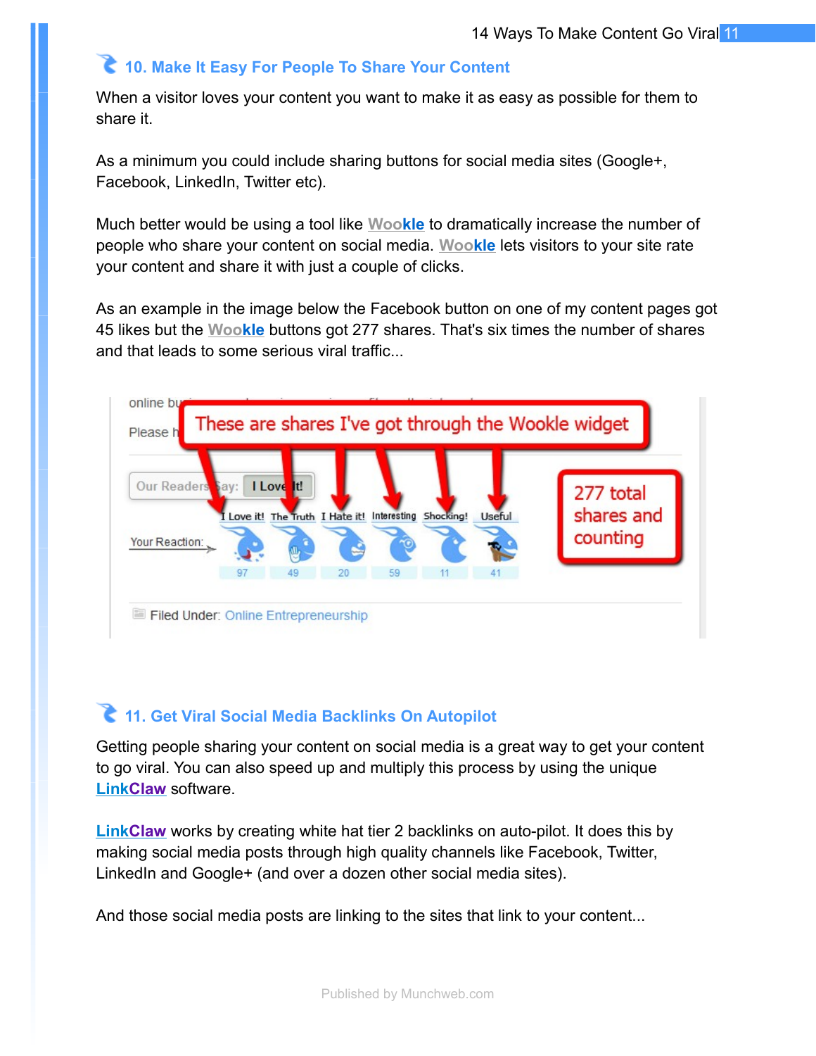## 10. Make It Easy For People To Share Your Content

When a visitor loves your content you want to make it as easy as possible for them to share it.

As a minimum you could include sharing buttons for social media sites (Google+, Facebook, LinkedIn, Twitter etc).

Much better would be using a tool like Wookle to dramatically increase the number of people who share your content on social media. Wookle lets visitors to your site rate your content and share it with just a couple of clicks.

As an example in the image below the Facebook button on one of my content pages got 45 likes but the Wookle buttons got 277 shares. That's six times the number of shares and that leads to some serious viral traffic...

These are shares I've got through the Wookle widget

277 total shares and counting

Our Readers Say: I Love It!

Your Reaction:

I Love it! 97
The Truth 49
I Hate it! 20
Interesting 59
Shocking! 11
Useful 41

Filed Under: Online Entrepreneurship

## 11. Get Viral Social Media Backlinks On Autopilot

Getting people sharing your content on social media is a great way to get your content to go viral. You can also speed up and multiply this process by using the unique LinkClaw software.

LinkClaw works by creating white hat tier 2 backlinks on auto-pilot. It does this by making social media posts through high quality channels like Facebook, Twitter, LinkedIn and Google+ (and over a dozen other social media sites).

And those social media posts are linking to the sites that link to your content...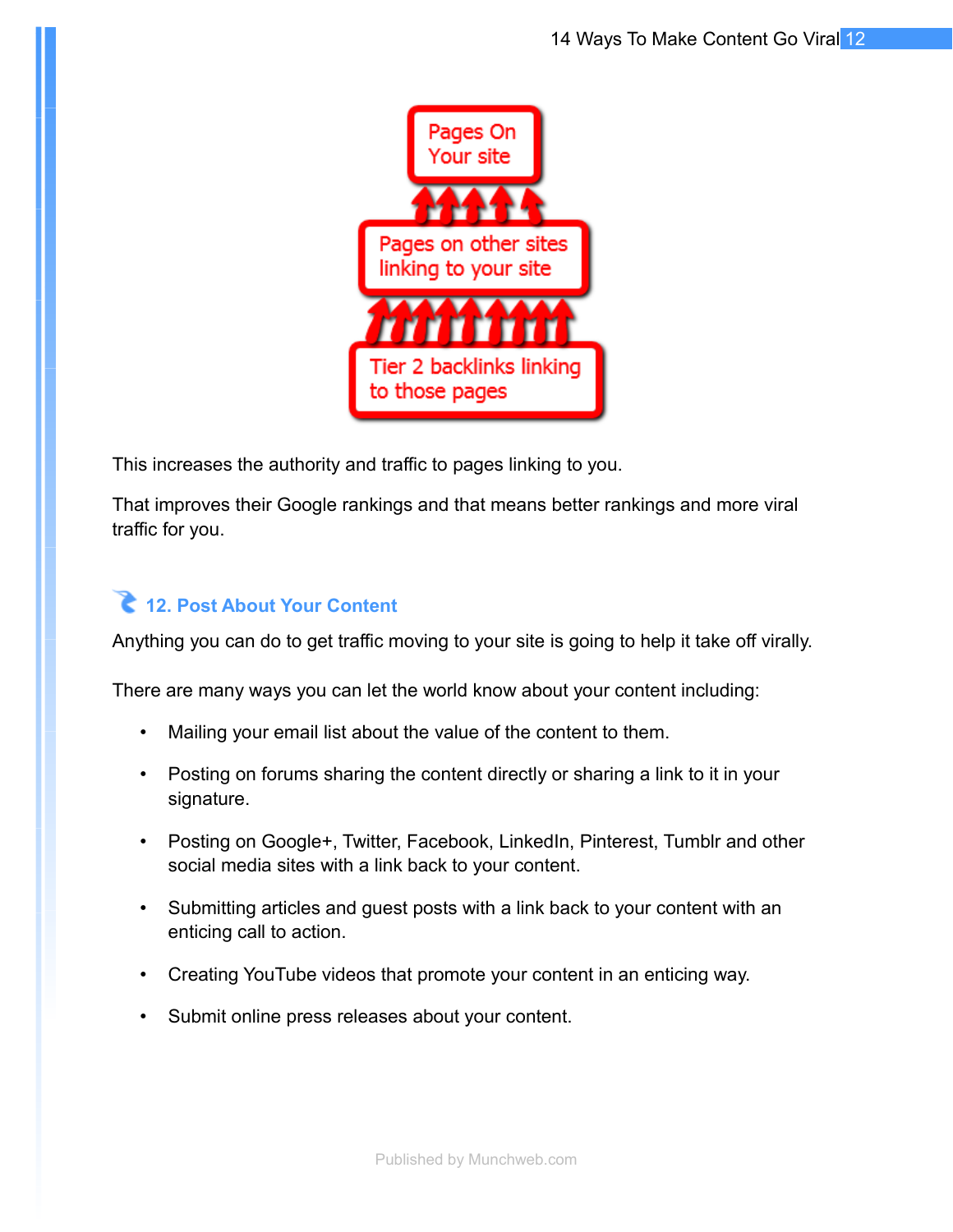Pages On Your site

Pages on other sites linking to your site

Tier 2 backlinks linking to those pages

This increases the authority and traffic to pages linking to you.

That improves their Google rankings and that means better rankings and more viral traffic for you.

## 12. Post About Your Content

Anything you can do to get traffic moving to your site is going to help it take off virally.

There are many ways you can let the world know about your content including:

- Mailing your email list about the value of the content to them.
- Posting on forums sharing the content directly or sharing a link to it in your signature.
- Posting on Google+, Twitter, Facebook, LinkedIn, Pinterest, Tumblr and other social media sites with a link back to your content.
- Submitting articles and guest posts with a link back to your content with an enticing call to action.
- Creating YouTube videos that promote your content in an enticing way.
- Submit online press releases about your content.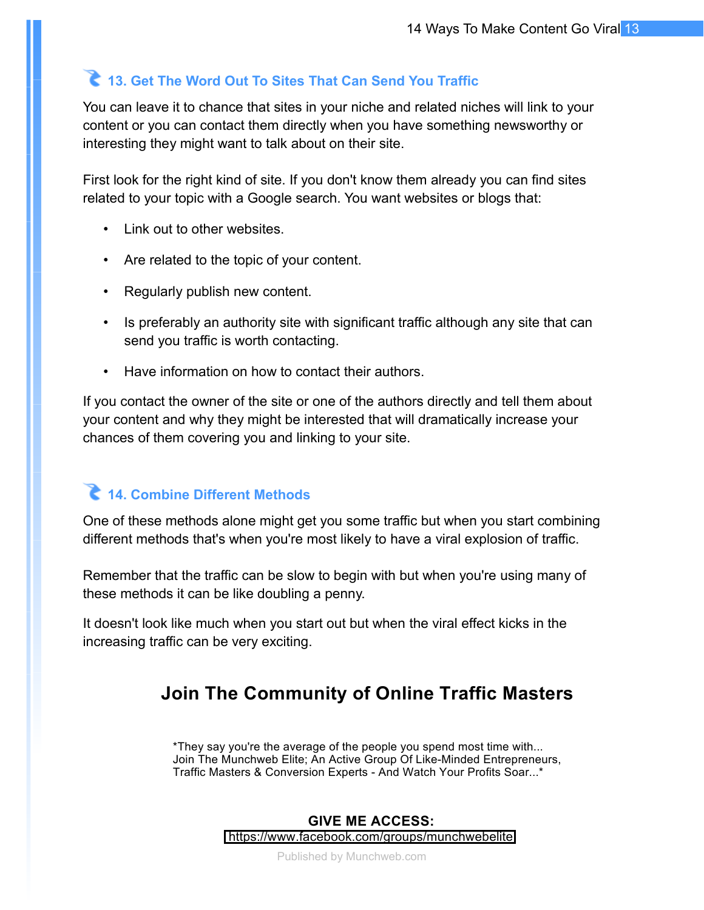### 13. Get The Word Out To Sites That Can Send You Traffic

You can leave it to chance that sites in your niche and related niches will link to your content or you can contact them directly when you have something newsworthy or interesting they might want to talk about on their site.

First look for the right kind of site. If you don't know them already you can find sites related to your topic with a Google search. You want websites or blogs that:

- Link out to other websites.
- Are related to the topic of your content.
- Regularly publish new content.
- Is preferably an authority site with significant traffic although any site that can send you traffic is worth contacting.
- Have information on how to contact their authors.

If you contact the owner of the site or one of the authors directly and tell them about your content and why they might be interested that will dramatically increase your chances of them covering you and linking to your site.

### 14. Combine Different Methods

One of these methods alone might get you some traffic but when you start combining different methods that's when you're most likely to have a viral explosion of traffic.

Remember that the traffic can be slow to begin with but when you're using many of these methods it can be like doubling a penny.

It doesn't look like much when you start out but when the viral effect kicks in the increasing traffic can be very exciting.

## Join The Community of Online Traffic Masters

*They say you're the average of the people you spend most time with...
Join The Munchweb Elite; An Active Group Of Like-Minded Entrepreneurs, Traffic Masters & Conversion Experts - And Watch Your Profits Soar...*

**GIVE ME ACCESS:**
https://www.facebook.com/groups/munchwebelite

Published by Munchweb.com